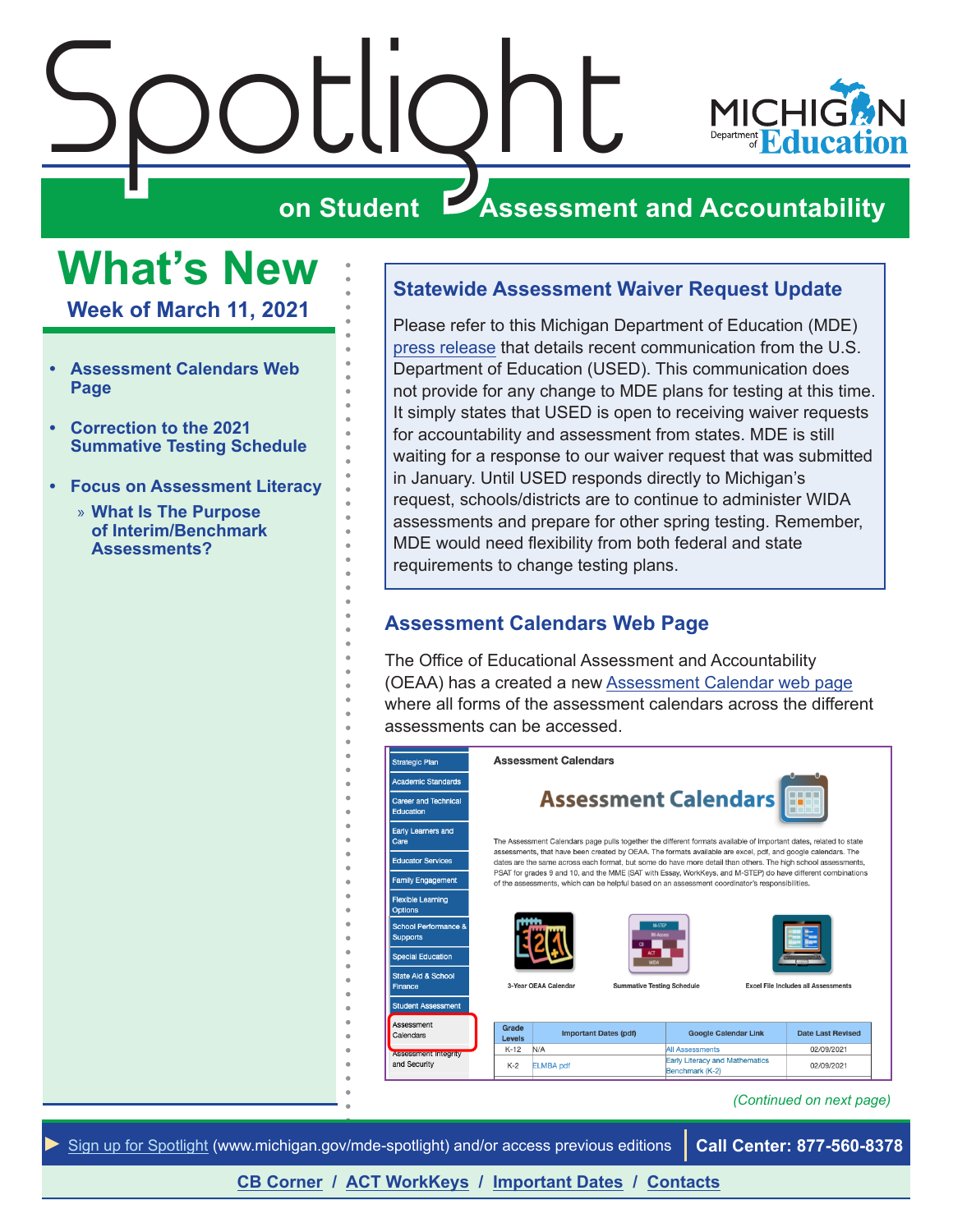# Spotlight on Student Assessment and Accountability

## What's New

### Week of March 11, 2021

- Assessment Calendars Web Page
- Correction to the 2021 Summative Testing Schedule
- Focus on Assessment Literacy
  - What Is The Purpose of Interim/Benchmark Assessments?

## Statewide Assessment Waiver Request Update

Please refer to this Michigan Department of Education (MDE) press release that details recent communication from the U.S. Department of Education (USED). This communication does not provide for any change to MDE plans for testing at this time. It simply states that USED is open to receiving waiver requests for accountability and assessment from states. MDE is still waiting for a response to our waiver request that was submitted in January. Until USED responds directly to Michigan's request, schools/districts are to continue to administer WIDA assessments and prepare for other spring testing. Remember, MDE would need flexibility from both federal and state requirements to change testing plans.

## Assessment Calendars Web Page

The Office of Educational Assessment and Accountability (OEAA) has a created a new Assessment Calendar web page where all forms of the assessment calendars across the different assessments can be accessed.

*(Continued on next page)*

Sign up for Spotlight (www.michigan.gov/mde-spotlight) and/or access previous editions | Call Center: 877-560-8378

CB Corner / ACT WorkKeys / Important Dates / Contacts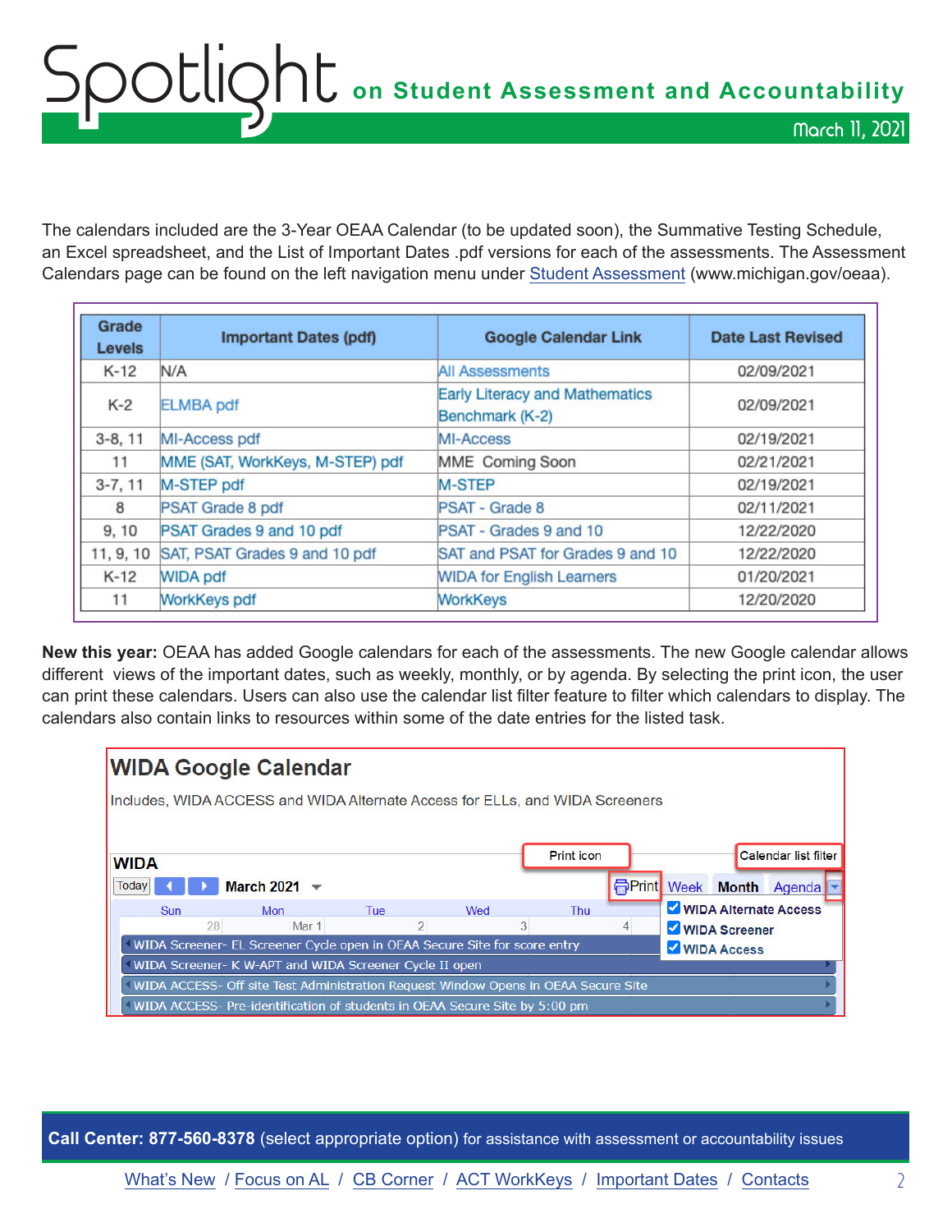The calendars included are the 3-Year OEAA Calendar (to be updated soon), the Summative Testing Schedule, an Excel spreadsheet, and the List of Important Dates .pdf versions for each of the assessments. The Assessment Calendars page can be found on the left navigation menu under Student Assessment (www.michigan.gov/oeaa).

| Grade Levels | Important Dates (pdf) | Google Calendar Link | Date Last Revised |
|---|---|---|---|
| K-12 | N/A | All Assessments | 02/09/2021 |
| K-2 | ELMBA pdf | Early Literacy and Mathematics Benchmark (K-2) | 02/09/2021 |
| 3-8, 11 | MI-Access pdf | MI-Access | 02/19/2021 |
| 11 | MME (SAT, WorkKeys, M-STEP) pdf | MME Coming Soon | 02/21/2021 |
| 3-7, 11 | M-STEP pdf | M-STEP | 02/19/2021 |
| 8 | PSAT Grade 8 pdf | PSAT - Grade 8 | 02/11/2021 |
| 9, 10 | PSAT Grades 9 and 10 pdf | PSAT - Grades 9 and 10 | 12/22/2020 |
| 11, 9, 10 | SAT, PSAT Grades 9 and 10 pdf | SAT and PSAT for Grades 9 and 10 | 12/22/2020 |
| K-12 | WIDA pdf | WIDA for English Learners | 01/20/2021 |
| 11 | WorkKeys pdf | WorkKeys | 12/20/2020 |

**New this year:** OEAA has added Google calendars for each of the assessments. The new Google calendar allows different views of the important dates, such as weekly, monthly, or by agenda. By selecting the print icon, the user can print these calendars. Users can also use the calendar list filter feature to filter which calendars to display. The calendars also contain links to resources within some of the date entries for the listed task.

**WIDA Google Calendar**

Includes, WIDA ACCESS and WIDA Alternate Access for ELLs, and WIDA Screeners

WIDA — March 2021 — Print icon — Calendar list filter

- WIDA Alternate Access
- WIDA Screener
- WIDA Access

| Sun | Mon | Tue | Wed | Thu |
|---|---|---|---|---|
| 28 | Mar 1 | 2 | 3 | 4 |

- WIDA Screener- EL Screener Cycle open in OEAA Secure Site for score entry
- WIDA Screener- K W-APT and WIDA Screener Cycle II open
- WIDA ACCESS- Off site Test Administration Request Window Opens in OEAA Secure Site
- WIDA ACCESS- Pre-identification of students in OEAA Secure Site by 5:00 pm

**Call Center: 877-560-8378** (select appropriate option) for assistance with assessment or accountability issues

What's New / Focus on AL / CB Corner / ACT WorkKeys / Important Dates / Contacts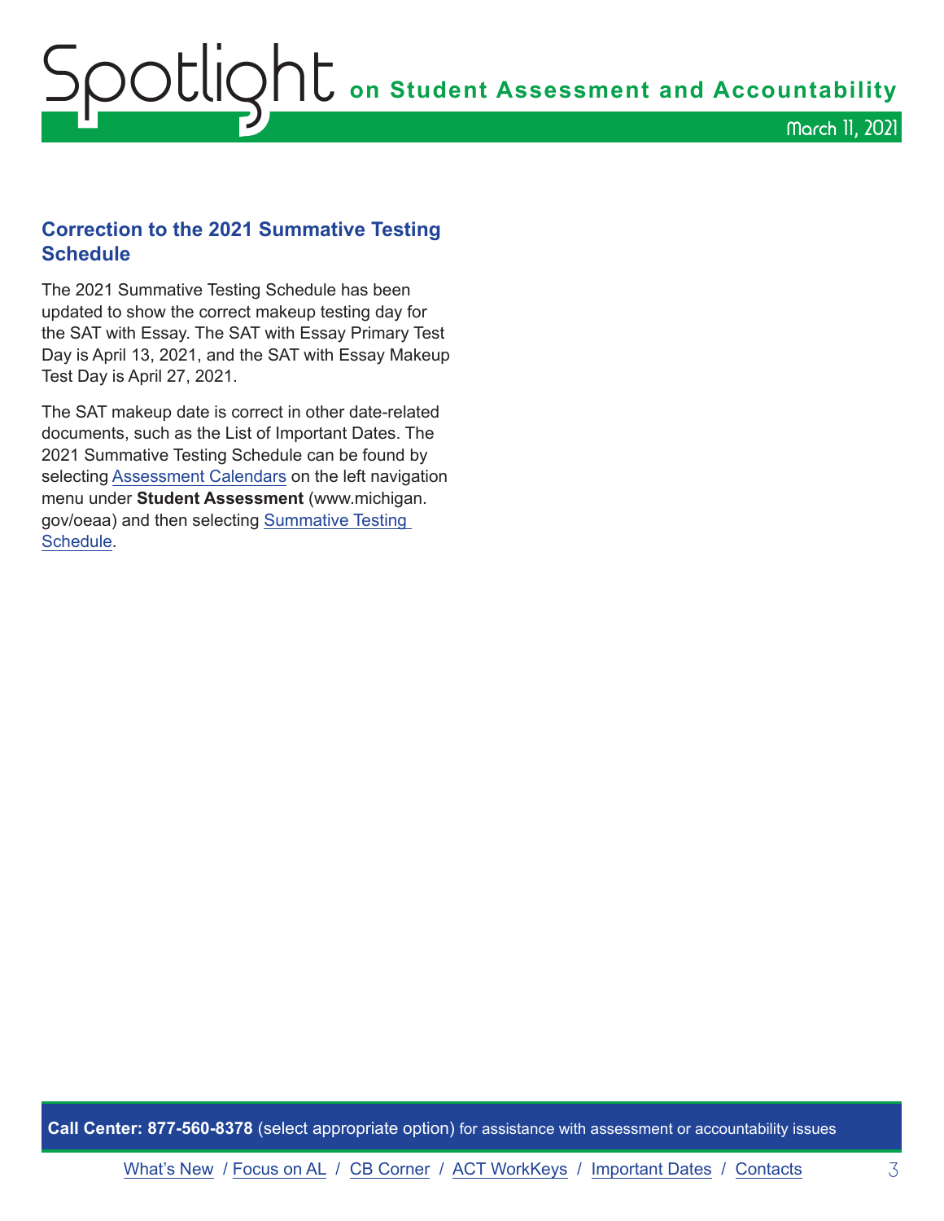## Correction to the 2021 Summative Testing Schedule

The 2021 Summative Testing Schedule has been updated to show the correct makeup testing day for the SAT with Essay. The SAT with Essay Primary Test Day is April 13, 2021, and the SAT with Essay Makeup Test Day is April 27, 2021.

The SAT makeup date is correct in other date-related documents, such as the List of Important Dates. The 2021 Summative Testing Schedule can be found by selecting Assessment Calendars on the left navigation menu under **Student Assessment** (www.michigan.gov/oeaa) and then selecting Summative Testing Schedule.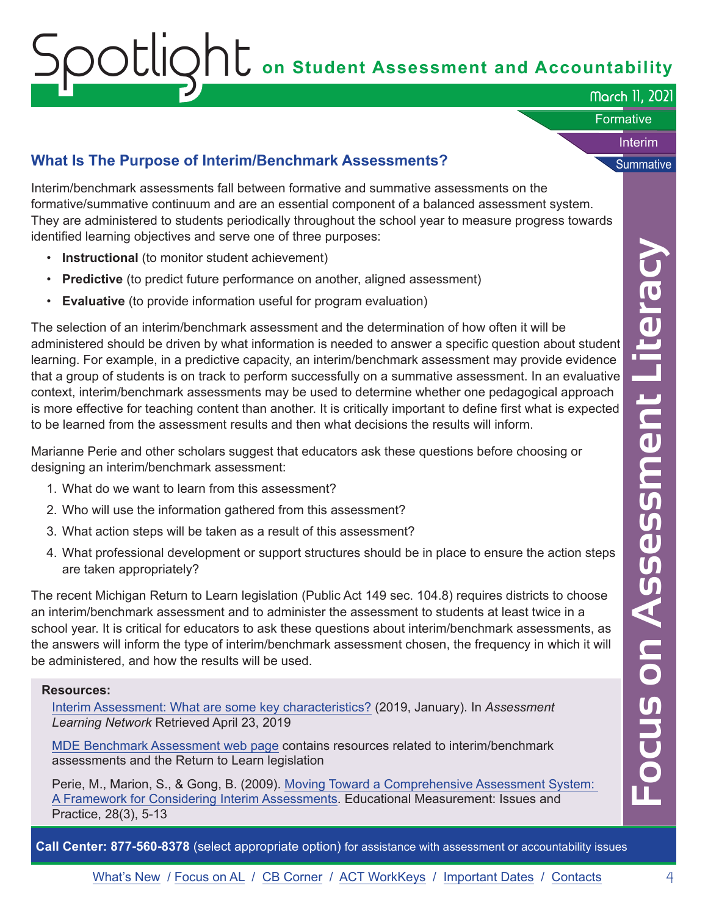## What Is The Purpose of Interim/Benchmark Assessments?

Interim/benchmark assessments fall between formative and summative assessments on the formative/summative continuum and are an essential component of a balanced assessment system. They are administered to students periodically throughout the school year to measure progress towards identified learning objectives and serve one of three purposes:

- **Instructional** (to monitor student achievement)
- **Predictive** (to predict future performance on another, aligned assessment)
- **Evaluative** (to provide information useful for program evaluation)

The selection of an interim/benchmark assessment and the determination of how often it will be administered should be driven by what information is needed to answer a specific question about student learning. For example, in a predictive capacity, an interim/benchmark assessment may provide evidence that a group of students is on track to perform successfully on a summative assessment. In an evaluative context, interim/benchmark assessments may be used to determine whether one pedagogical approach is more effective for teaching content than another. It is critically important to define first what is expected to be learned from the assessment results and then what decisions the results will inform.

Marianne Perie and other scholars suggest that educators ask these questions before choosing or designing an interim/benchmark assessment:

1. What do we want to learn from this assessment?
2. Who will use the information gathered from this assessment?
3. What action steps will be taken as a result of this assessment?
4. What professional development or support structures should be in place to ensure the action steps are taken appropriately?

The recent Michigan Return to Learn legislation (Public Act 149 sec. 104.8) requires districts to choose an interim/benchmark assessment and to administer the assessment to students at least twice in a school year. It is critical for educators to ask these questions about interim/benchmark assessments, as the answers will inform the type of interim/benchmark assessment chosen, the frequency in which it will be administered, and how the results will be used.

**Resources:**

Interim Assessment: What are some key characteristics? (2019, January). In *Assessment Learning Network* Retrieved April 23, 2019

MDE Benchmark Assessment web page contains resources related to interim/benchmark assessments and the Return to Learn legislation

Perie, M., Marion, S., & Gong, B. (2009). Moving Toward a Comprehensive Assessment System: A Framework for Considering Interim Assessments. Educational Measurement: Issues and Practice, 28(3), 5-13

**Call Center: 877-560-8378** (select appropriate option) for assistance with assessment or accountability issues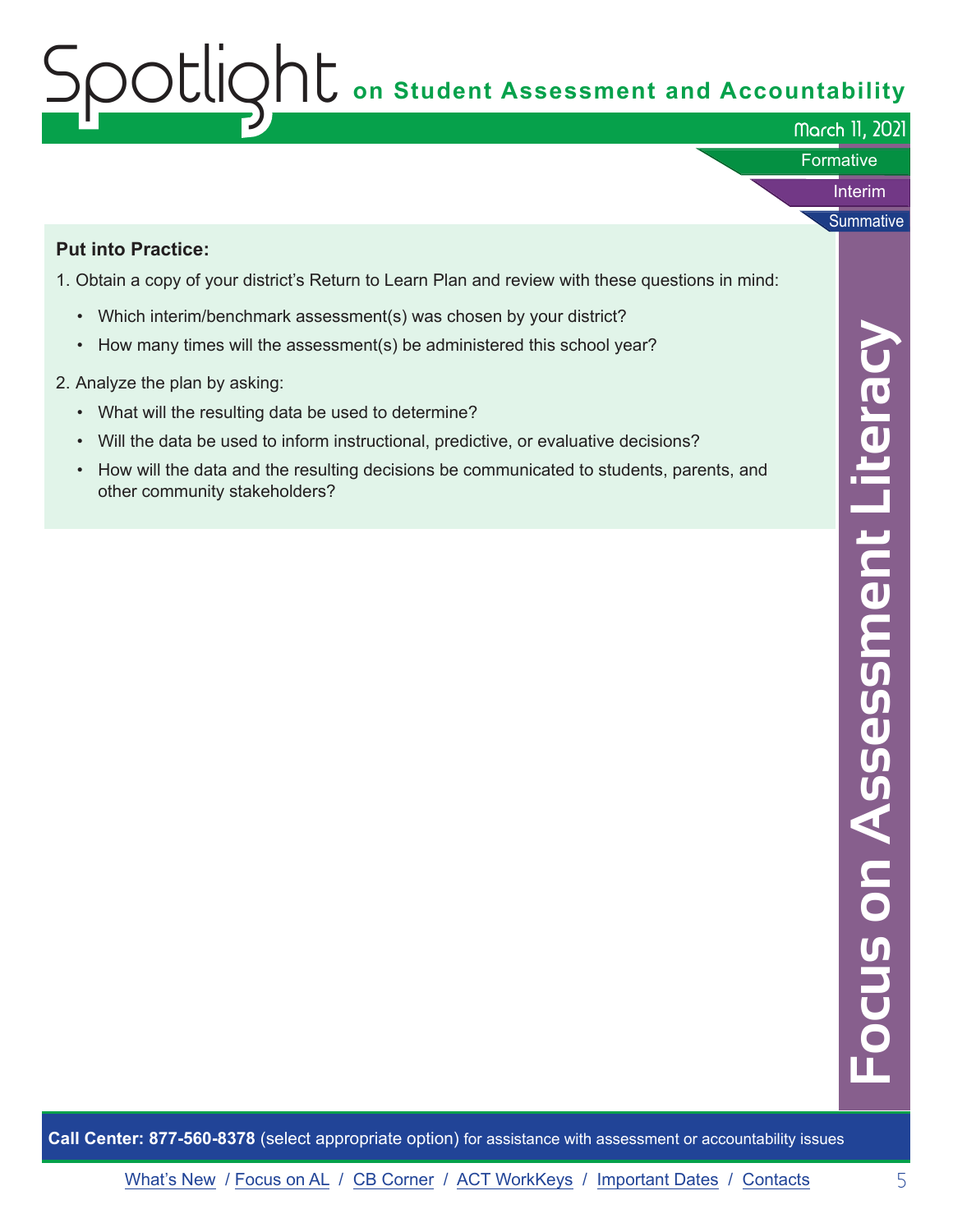**Put into Practice:**

1. Obtain a copy of your district's Return to Learn Plan and review with these questions in mind:
   - Which interim/benchmark assessment(s) was chosen by your district?
   - How many times will the assessment(s) be administered this school year?
2. Analyze the plan by asking:
   - What will the resulting data be used to determine?
   - Will the data be used to inform instructional, predictive, or evaluative decisions?
   - How will the data and the resulting decisions be communicated to students, parents, and other community stakeholders?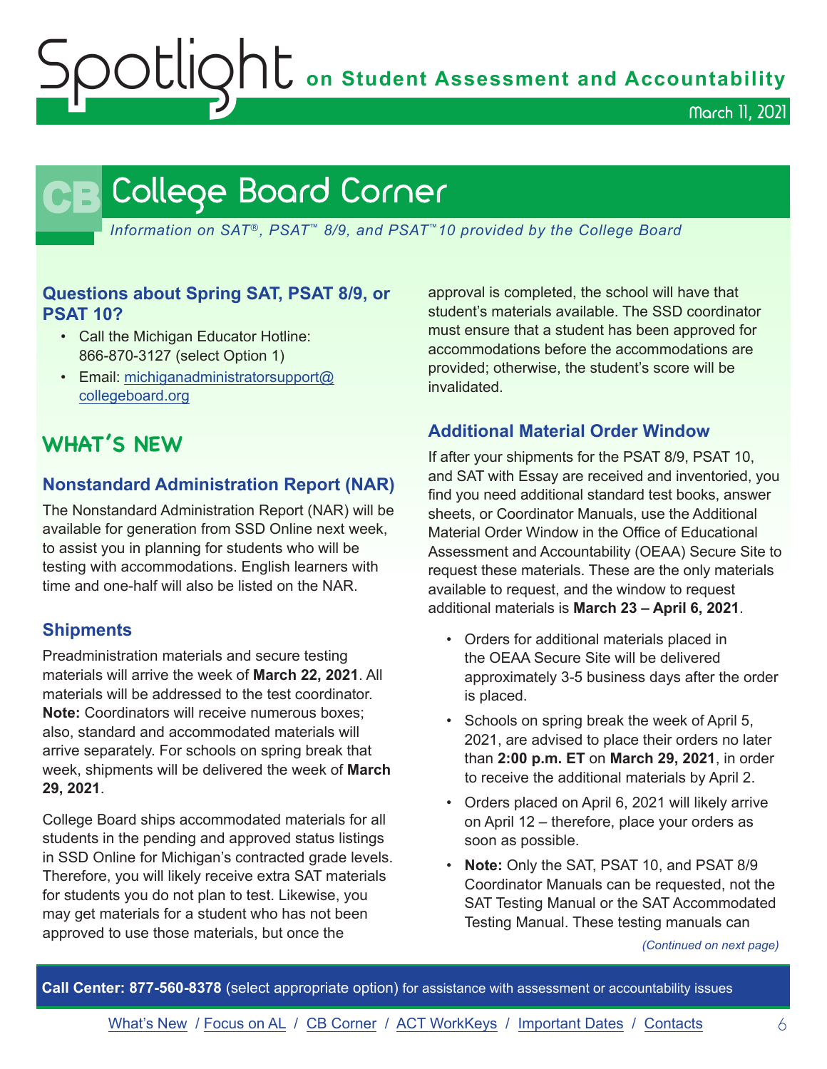# College Board Corner

*Information on SAT®, PSAT™ 8/9, and PSAT™10 provided by the College Board*

### Questions about Spring SAT, PSAT 8/9, or PSAT 10?

- Call the Michigan Educator Hotline: 866-870-3127 (select Option 1)
- Email: michiganadministratorsupport@collegeboard.org

## WHAT'S NEW

### Nonstandard Administration Report (NAR)

The Nonstandard Administration Report (NAR) will be available for generation from SSD Online next week, to assist you in planning for students who will be testing with accommodations. English learners with time and one-half will also be listed on the NAR.

### Shipments

Preadministration materials and secure testing materials will arrive the week of **March 22, 2021**. All materials will be addressed to the test coordinator. **Note:** Coordinators will receive numerous boxes; also, standard and accommodated materials will arrive separately. For schools on spring break that week, shipments will be delivered the week of **March 29, 2021**.

College Board ships accommodated materials for all students in the pending and approved status listings in SSD Online for Michigan's contracted grade levels. Therefore, you will likely receive extra SAT materials for students you do not plan to test. Likewise, you may get materials for a student who has not been approved to use those materials, but once the approval is completed, the school will have that student's materials available. The SSD coordinator must ensure that a student has been approved for accommodations before the accommodations are provided; otherwise, the student's score will be invalidated.

### Additional Material Order Window

If after your shipments for the PSAT 8/9, PSAT 10, and SAT with Essay are received and inventoried, you find you need additional standard test books, answer sheets, or Coordinator Manuals, use the Additional Material Order Window in the Office of Educational Assessment and Accountability (OEAA) Secure Site to request these materials. These are the only materials available to request, and the window to request additional materials is **March 23 – April 6, 2021**.

- Orders for additional materials placed in the OEAA Secure Site will be delivered approximately 3-5 business days after the order is placed.
- Schools on spring break the week of April 5, 2021, are advised to place their orders no later than **2:00 p.m. ET** on **March 29, 2021**, in order to receive the additional materials by April 2.
- Orders placed on April 6, 2021 will likely arrive on April 12 – therefore, place your orders as soon as possible.
- **Note:** Only the SAT, PSAT 10, and PSAT 8/9 Coordinator Manuals can be requested, not the SAT Testing Manual or the SAT Accommodated Testing Manual. These testing manuals can

*(Continued on next page)*

**Call Center: 877-560-8378** (select appropriate option) for assistance with assessment or accountability issues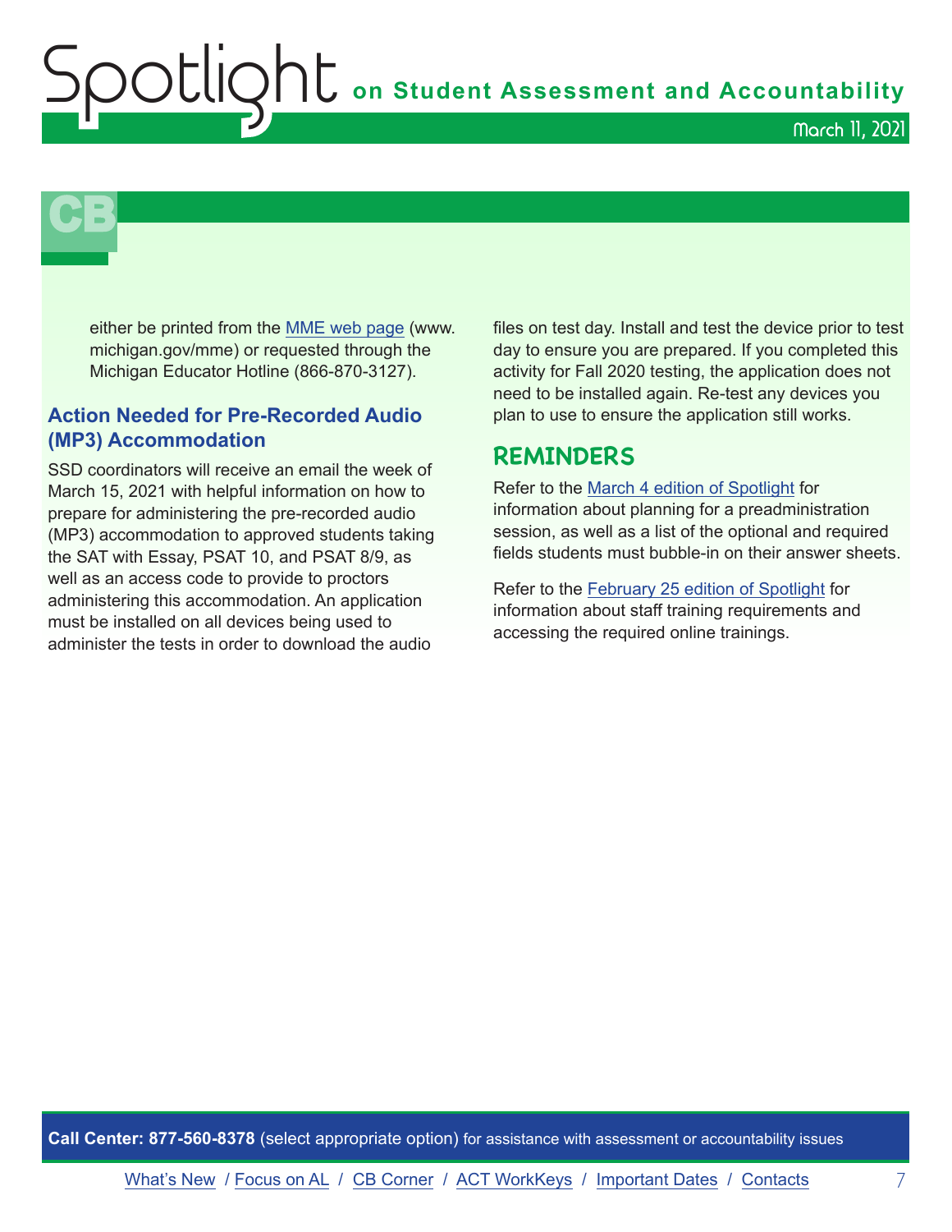either be printed from the [MME web page](www.michigan.gov/mme) (www. michigan.gov/mme) or requested through the Michigan Educator Hotline (866-870-3127).

### Action Needed for Pre-Recorded Audio (MP3) Accommodation

SSD coordinators will receive an email the week of March 15, 2021 with helpful information on how to prepare for administering the pre-recorded audio (MP3) accommodation to approved students taking the SAT with Essay, PSAT 10, and PSAT 8/9, as well as an access code to provide to proctors administering this accommodation. An application must be installed on all devices being used to administer the tests in order to download the audio files on test day. Install and test the device prior to test day to ensure you are prepared. If you completed this activity for Fall 2020 testing, the application does not need to be installed again. Re-test any devices you plan to use to ensure the application still works.

## REMINDERS

Refer to the March 4 edition of Spotlight for information about planning for a preadministration session, as well as a list of the optional and required fields students must bubble-in on their answer sheets.

Refer to the February 25 edition of Spotlight for information about staff training requirements and accessing the required online trainings.

**Call Center: 877-560-8378** (select appropriate option) for assistance with assessment or accountability issues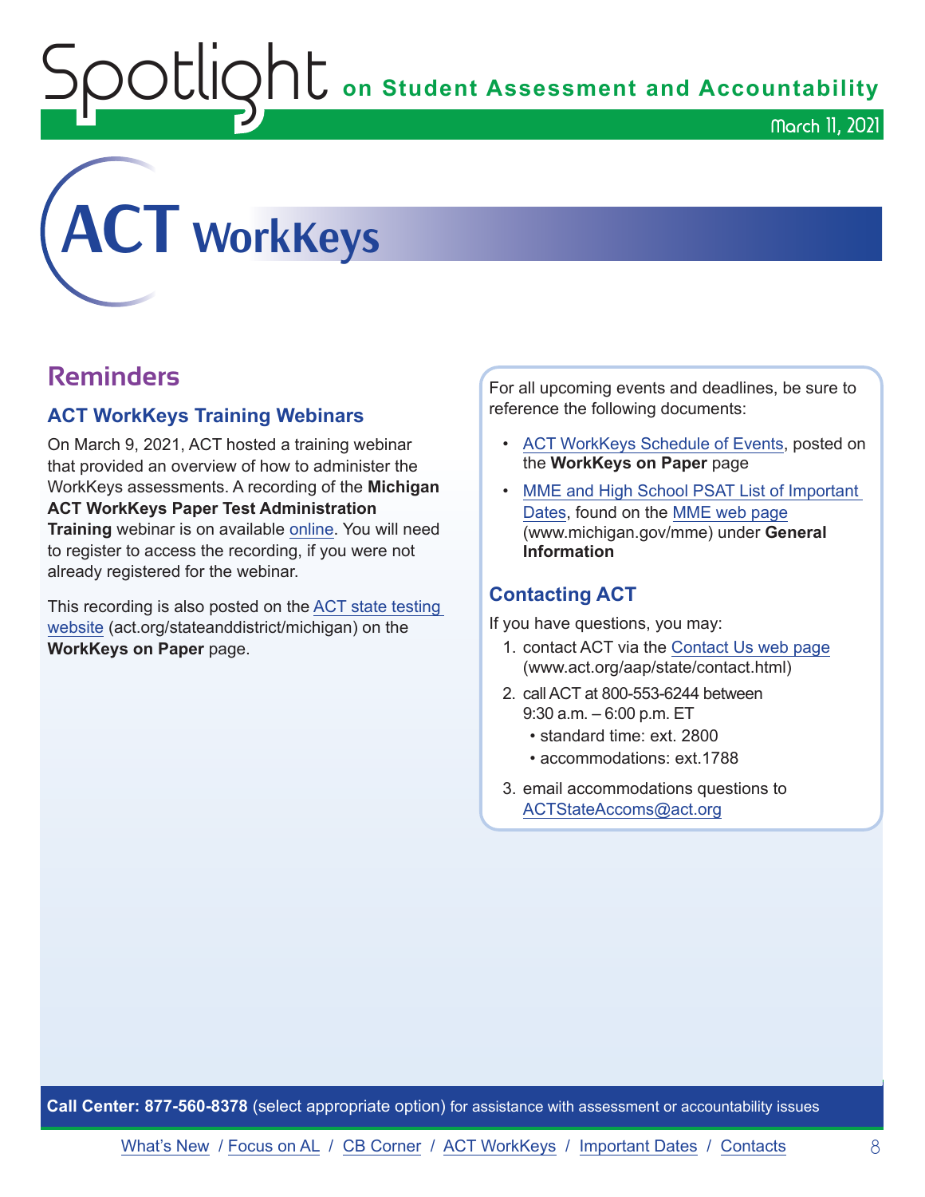# ACT WorkKeys

## Reminders

### ACT WorkKeys Training Webinars

On March 9, 2021, ACT hosted a training webinar that provided an overview of how to administer the WorkKeys assessments. A recording of the **Michigan ACT WorkKeys Paper Test Administration Training** webinar is on available online. You will need to register to access the recording, if you were not already registered for the webinar.

This recording is also posted on the ACT state testing website (act.org/stateanddistrict/michigan) on the **WorkKeys on Paper** page.

For all upcoming events and deadlines, be sure to reference the following documents:

- ACT WorkKeys Schedule of Events, posted on the **WorkKeys on Paper** page
- MME and High School PSAT List of Important Dates, found on the MME web page (www.michigan.gov/mme) under **General Information**

### Contacting ACT

If you have questions, you may:

1. contact ACT via the Contact Us web page (www.act.org/aap/state/contact.html)
2. call ACT at 800-553-6244 between 9:30 a.m. – 6:00 p.m. ET
   - standard time: ext. 2800
   - accommodations: ext.1788
3. email accommodations questions to ACTStateAccoms@act.org

**Call Center: 877-560-8378** (select appropriate option) for assistance with assessment or accountability issues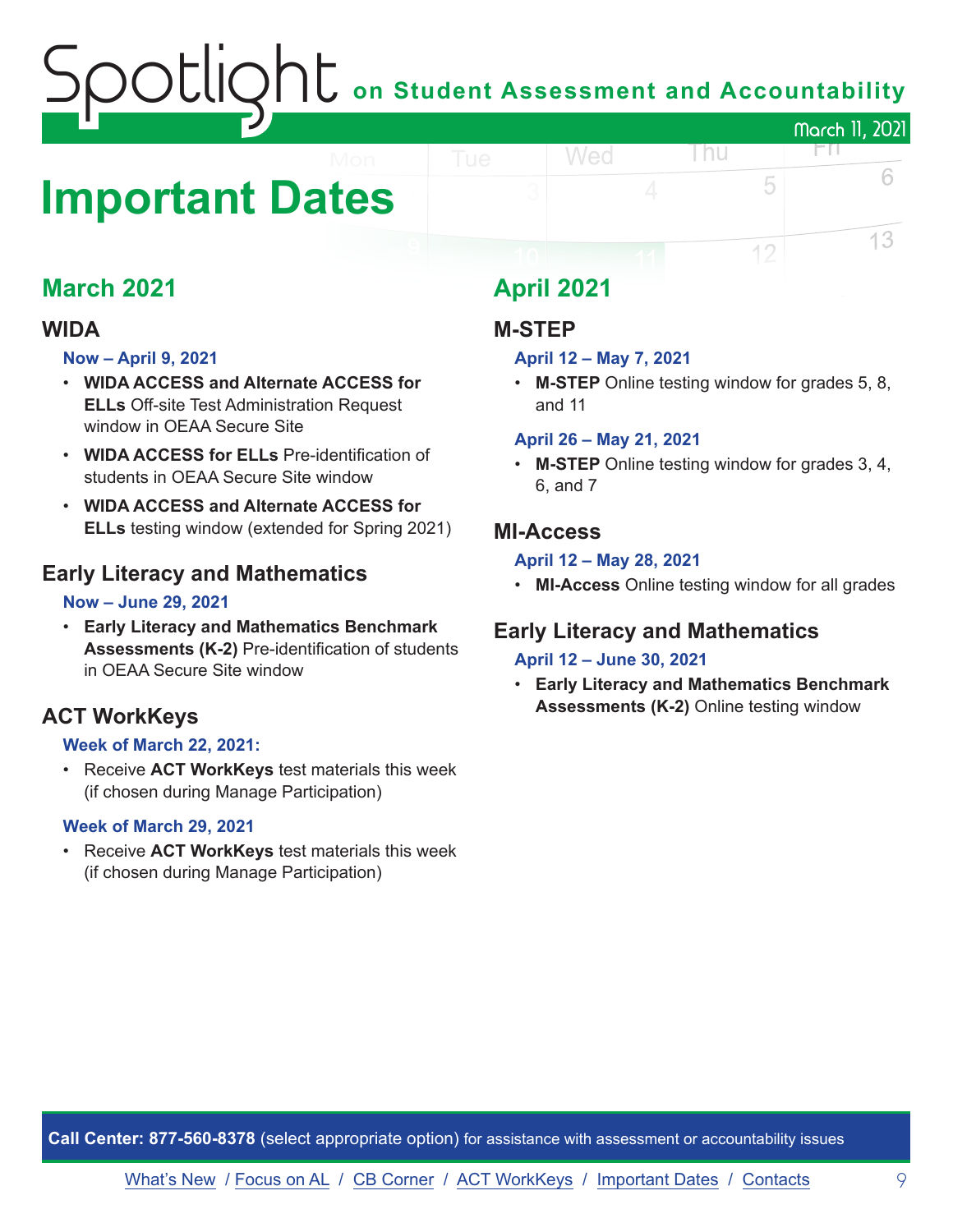# Important Dates

## March 2021

### WIDA

**Now – April 9, 2021**

- **WIDA ACCESS and Alternate ACCESS for ELLs** Off-site Test Administration Request window in OEAA Secure Site
- **WIDA ACCESS for ELLs** Pre-identification of students in OEAA Secure Site window
- **WIDA ACCESS and Alternate ACCESS for ELLs** testing window (extended for Spring 2021)

### Early Literacy and Mathematics

**Now – June 29, 2021**

- **Early Literacy and Mathematics Benchmark Assessments (K-2)** Pre-identification of students in OEAA Secure Site window

### ACT WorkKeys

**Week of March 22, 2021:**

- Receive **ACT WorkKeys** test materials this week (if chosen during Manage Participation)

**Week of March 29, 2021**

- Receive **ACT WorkKeys** test materials this week (if chosen during Manage Participation)

## April 2021

### M-STEP

**April 12 – May 7, 2021**

- **M-STEP** Online testing window for grades 5, 8, and 11

**April 26 – May 21, 2021**

- **M-STEP** Online testing window for grades 3, 4, 6, and 7

### MI-Access

**April 12 – May 28, 2021**

- **MI-Access** Online testing window for all grades

### Early Literacy and Mathematics

**April 12 – June 30, 2021**

- **Early Literacy and Mathematics Benchmark Assessments (K-2)** Online testing window

**Call Center: 877-560-8378** (select appropriate option) for assistance with assessment or accountability issues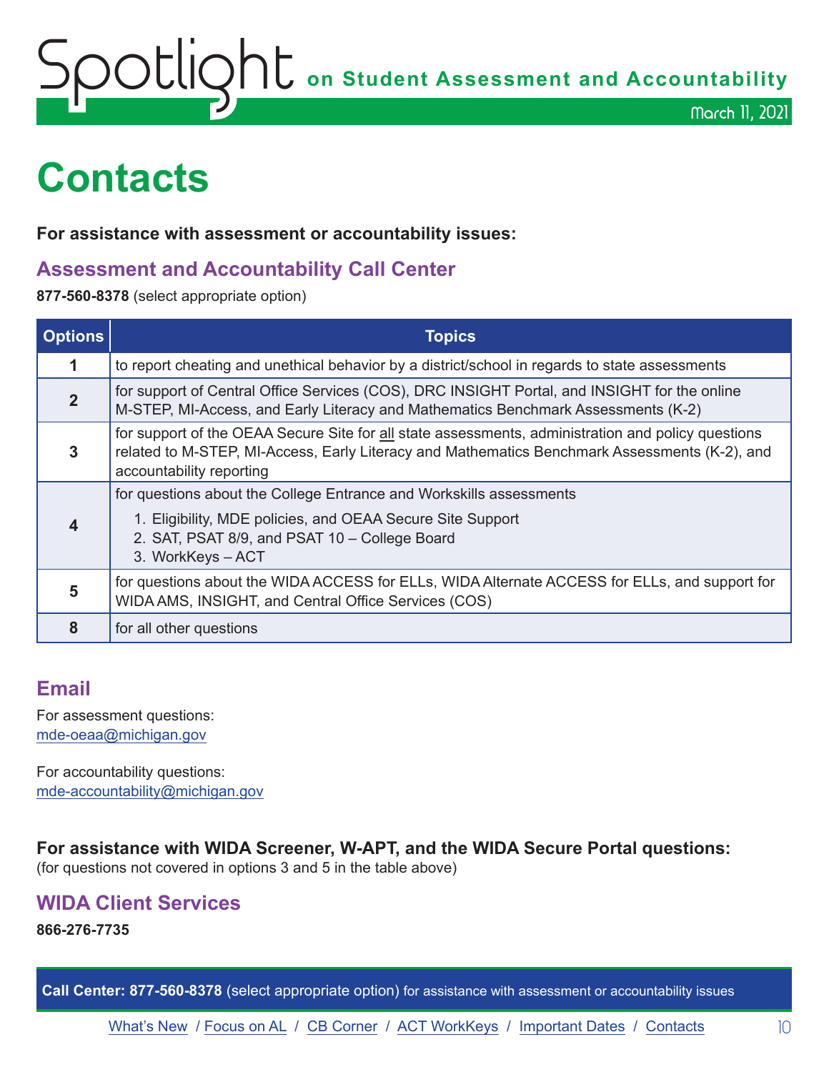# Contacts

**For assistance with assessment or accountability issues:**

## Assessment and Accountability Call Center

**877-560-8378** (select appropriate option)

| Options | Topics |
|---|---|
| **1** | to report cheating and unethical behavior by a district/school in regards to state assessments |
| **2** | for support of Central Office Services (COS), DRC INSIGHT Portal, and INSIGHT for the online M-STEP, MI-Access, and Early Literacy and Mathematics Benchmark Assessments (K-2) |
| **3** | for support of the OEAA Secure Site for all state assessments, administration and policy questions related to M-STEP, MI-Access, Early Literacy and Mathematics Benchmark Assessments (K-2), and accountability reporting |
| **4** | for questions about the College Entrance and Workskills assessments<br>1. Eligibility, MDE policies, and OEAA Secure Site Support<br>2. SAT, PSAT 8/9, and PSAT 10 – College Board<br>3. WorkKeys – ACT |
| **5** | for questions about the WIDA ACCESS for ELLs, WIDA Alternate ACCESS for ELLs, and support for WIDA AMS, INSIGHT, and Central Office Services (COS) |
| **8** | for all other questions |

## Email

For assessment questions:
mde-oeaa@michigan.gov

For accountability questions:
mde-accountability@michigan.gov

**For assistance with WIDA Screener, W-APT, and the WIDA Secure Portal questions:**
(for questions not covered in options 3 and 5 in the table above)

## WIDA Client Services

**866-276-7735**

**Call Center: 877-560-8378** (select appropriate option) for assistance with assessment or accountability issues